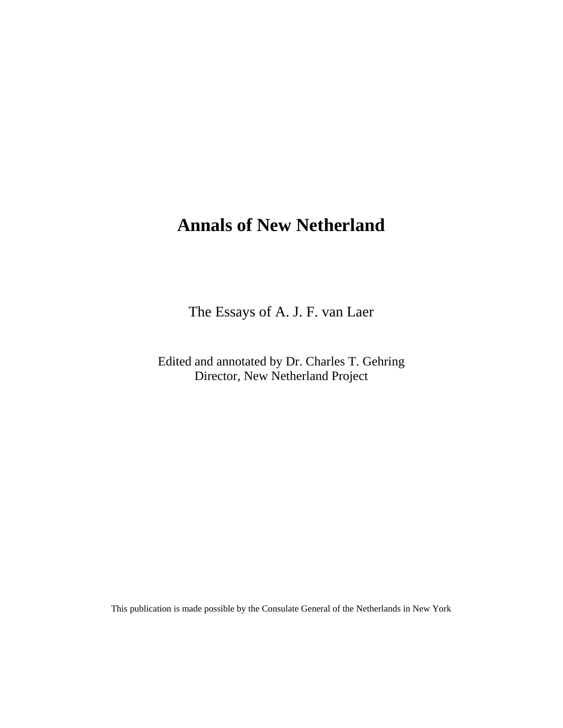# Annals of New Netherland

The Essays of A. J. F. van Laer

Edited and annotated by Dr. Charles T. Gehring
Director, New Netherland Project

This publication is made possible by the Consulate General of the Netherlands in New York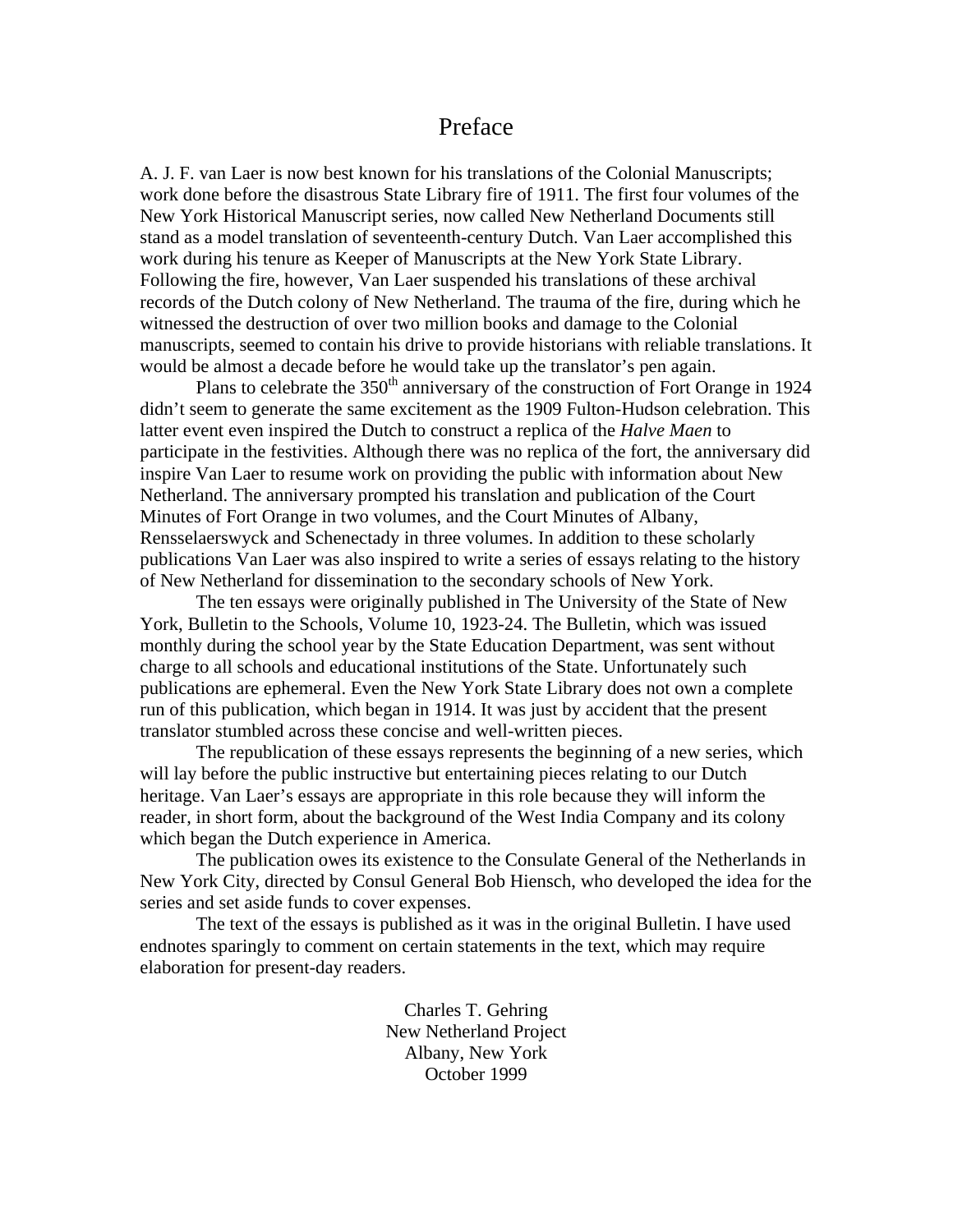# Preface

A. J. F. van Laer is now best known for his translations of the Colonial Manuscripts; work done before the disastrous State Library fire of 1911. The first four volumes of the New York Historical Manuscript series, now called New Netherland Documents still stand as a model translation of seventeenth-century Dutch. Van Laer accomplished this work during his tenure as Keeper of Manuscripts at the New York State Library. Following the fire, however, Van Laer suspended his translations of these archival records of the Dutch colony of New Netherland. The trauma of the fire, during which he witnessed the destruction of over two million books and damage to the Colonial manuscripts, seemed to contain his drive to provide historians with reliable translations. It would be almost a decade before he would take up the translator's pen again.

Plans to celebrate the 350th anniversary of the construction of Fort Orange in 1924 didn't seem to generate the same excitement as the 1909 Fulton-Hudson celebration. This latter event even inspired the Dutch to construct a replica of the *Halve Maen* to participate in the festivities. Although there was no replica of the fort, the anniversary did inspire Van Laer to resume work on providing the public with information about New Netherland. The anniversary prompted his translation and publication of the Court Minutes of Fort Orange in two volumes, and the Court Minutes of Albany, Rensselaerswyck and Schenectady in three volumes. In addition to these scholarly publications Van Laer was also inspired to write a series of essays relating to the history of New Netherland for dissemination to the secondary schools of New York.

The ten essays were originally published in The University of the State of New York, Bulletin to the Schools, Volume 10, 1923-24. The Bulletin, which was issued monthly during the school year by the State Education Department, was sent without charge to all schools and educational institutions of the State. Unfortunately such publications are ephemeral. Even the New York State Library does not own a complete run of this publication, which began in 1914. It was just by accident that the present translator stumbled across these concise and well-written pieces.

The republication of these essays represents the beginning of a new series, which will lay before the public instructive but entertaining pieces relating to our Dutch heritage. Van Laer's essays are appropriate in this role because they will inform the reader, in short form, about the background of the West India Company and its colony which began the Dutch experience in America.

The publication owes its existence to the Consulate General of the Netherlands in New York City, directed by Consul General Bob Hiensch, who developed the idea for the series and set aside funds to cover expenses.

The text of the essays is published as it was in the original Bulletin. I have used endnotes sparingly to comment on certain statements in the text, which may require elaboration for present-day readers.

Charles T. Gehring
New Netherland Project
Albany, New York
October 1999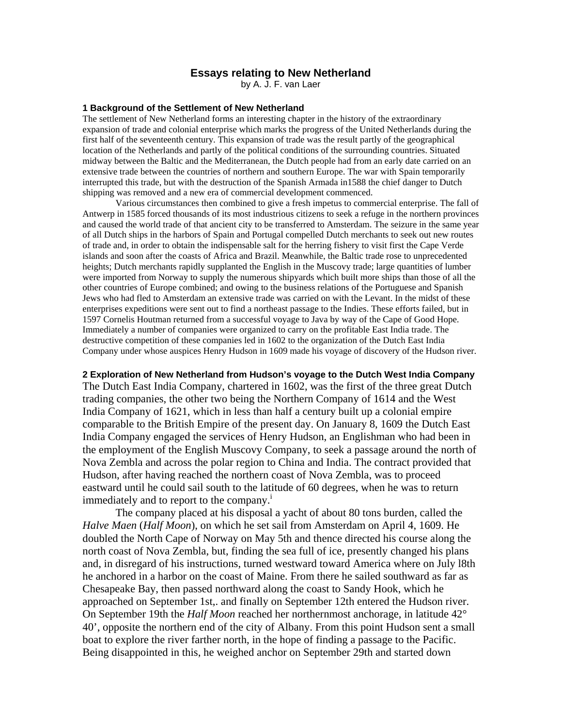# Essays relating to New Netherland

by A. J. F. van Laer

### 1 Background of the Settlement of New Netherland

The settlement of New Netherland forms an interesting chapter in the history of the extraordinary expansion of trade and colonial enterprise which marks the progress of the United Netherlands during the first half of the seventeenth century. This expansion of trade was the result partly of the geographical location of the Netherlands and partly of the political conditions of the surrounding countries. Situated midway between the Baltic and the Mediterranean, the Dutch people had from an early date carried on an extensive trade between the countries of northern and southern Europe. The war with Spain temporarily interrupted this trade, but with the destruction of the Spanish Armada in1588 the chief danger to Dutch shipping was removed and a new era of commercial development commenced.

Various circumstances then combined to give a fresh impetus to commercial enterprise. The fall of Antwerp in 1585 forced thousands of its most industrious citizens to seek a refuge in the northern provinces and caused the world trade of that ancient city to be transferred to Amsterdam. The seizure in the same year of all Dutch ships in the harbors of Spain and Portugal compelled Dutch merchants to seek out new routes of trade and, in order to obtain the indispensable salt for the herring fishery to visit first the Cape Verde islands and soon after the coasts of Africa and Brazil. Meanwhile, the Baltic trade rose to unprecedented heights; Dutch merchants rapidly supplanted the English in the Muscovy trade; large quantities of lumber were imported from Norway to supply the numerous shipyards which built more ships than those of all the other countries of Europe combined; and owing to the business relations of the Portuguese and Spanish Jews who had fled to Amsterdam an extensive trade was carried on with the Levant. In the midst of these enterprises expeditions were sent out to find a northeast passage to the Indies. These efforts failed, but in 1597 Cornelis Houtman returned from a successful voyage to Java by way of the Cape of Good Hope. Immediately a number of companies were organized to carry on the profitable East India trade. The destructive competition of these companies led in 1602 to the organization of the Dutch East India Company under whose auspices Henry Hudson in 1609 made his voyage of discovery of the Hudson river.

### 2 Exploration of New Netherland from Hudson's voyage to the Dutch West India Company

The Dutch East India Company, chartered in 1602, was the first of the three great Dutch trading companies, the other two being the Northern Company of 1614 and the West India Company of 1621, which in less than half a century built up a colonial empire comparable to the British Empire of the present day. On January 8, 1609 the Dutch East India Company engaged the services of Henry Hudson, an Englishman who had been in the employment of the English Muscovy Company, to seek a passage around the north of Nova Zembla and across the polar region to China and India. The contract provided that Hudson, after having reached the northern coast of Nova Zembla, was to proceed eastward until he could sail south to the latitude of 60 degrees, when he was to return immediately and to report to the company.[i]

The company placed at his disposal a yacht of about 80 tons burden, called the *Halve Maen* (*Half Moon*), on which he set sail from Amsterdam on April 4, 1609. He doubled the North Cape of Norway on May 5th and thence directed his course along the north coast of Nova Zembla, but, finding the sea full of ice, presently changed his plans and, in disregard of his instructions, turned westward toward America where on July l8th he anchored in a harbor on the coast of Maine. From there he sailed southward as far as Chesapeake Bay, then passed northward along the coast to Sandy Hook, which he approached on September 1st,. and finally on September 12th entered the Hudson river. On September 19th the *Half Moon* reached her northernmost anchorage, in latitude 42° 40', opposite the northern end of the city of Albany. From this point Hudson sent a small boat to explore the river farther north, in the hope of finding a passage to the Pacific. Being disappointed in this, he weighed anchor on September 29th and started down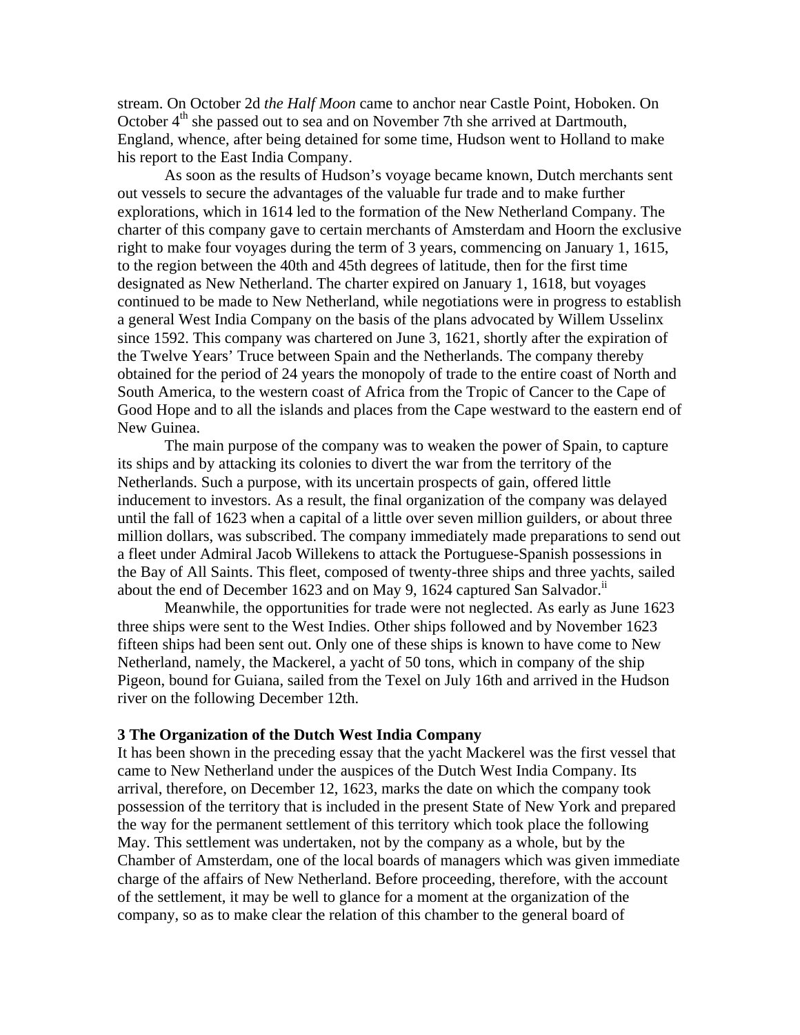stream. On October 2d *the Half Moon* came to anchor near Castle Point, Hoboken. On October 4th she passed out to sea and on November 7th she arrived at Dartmouth, England, whence, after being detained for some time, Hudson went to Holland to make his report to the East India Company.

As soon as the results of Hudson's voyage became known, Dutch merchants sent out vessels to secure the advantages of the valuable fur trade and to make further explorations, which in 1614 led to the formation of the New Netherland Company. The charter of this company gave to certain merchants of Amsterdam and Hoorn the exclusive right to make four voyages during the term of 3 years, commencing on January 1, 1615, to the region between the 40th and 45th degrees of latitude, then for the first time designated as New Netherland. The charter expired on January 1, 1618, but voyages continued to be made to New Netherland, while negotiations were in progress to establish a general West India Company on the basis of the plans advocated by Willem Usselinx since 1592. This company was chartered on June 3, 1621, shortly after the expiration of the Twelve Years' Truce between Spain and the Netherlands. The company thereby obtained for the period of 24 years the monopoly of trade to the entire coast of North and South America, to the western coast of Africa from the Tropic of Cancer to the Cape of Good Hope and to all the islands and places from the Cape westward to the eastern end of New Guinea.

The main purpose of the company was to weaken the power of Spain, to capture its ships and by attacking its colonies to divert the war from the territory of the Netherlands. Such a purpose, with its uncertain prospects of gain, offered little inducement to investors. As a result, the final organization of the company was delayed until the fall of 1623 when a capital of a little over seven million guilders, or about three million dollars, was subscribed. The company immediately made preparations to send out a fleet under Admiral Jacob Willekens to attack the Portuguese-Spanish possessions in the Bay of All Saints. This fleet, composed of twenty-three ships and three yachts, sailed about the end of December 1623 and on May 9, 1624 captured San Salvador.[ii]

Meanwhile, the opportunities for trade were not neglected. As early as June 1623 three ships were sent to the West Indies. Other ships followed and by November 1623 fifteen ships had been sent out. Only one of these ships is known to have come to New Netherland, namely, the Mackerel, a yacht of 50 tons, which in company of the ship Pigeon, bound for Guiana, sailed from the Texel on July 16th and arrived in the Hudson river on the following December 12th.

### 3 The Organization of the Dutch West India Company

It has been shown in the preceding essay that the yacht Mackerel was the first vessel that came to New Netherland under the auspices of the Dutch West India Company. Its arrival, therefore, on December 12, 1623, marks the date on which the company took possession of the territory that is included in the present State of New York and prepared the way for the permanent settlement of this territory which took place the following May. This settlement was undertaken, not by the company as a whole, but by the Chamber of Amsterdam, one of the local boards of managers which was given immediate charge of the affairs of New Netherland. Before proceeding, therefore, with the account of the settlement, it may be well to glance for a moment at the organization of the company, so as to make clear the relation of this chamber to the general board of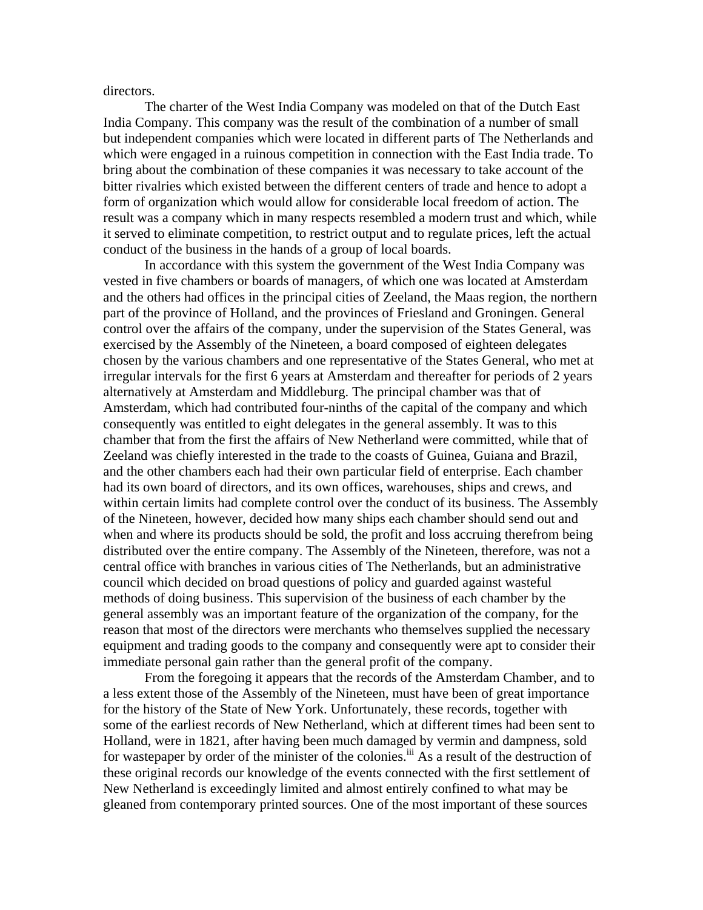directors.

The charter of the West India Company was modeled on that of the Dutch East India Company. This company was the result of the combination of a number of small but independent companies which were located in different parts of The Netherlands and which were engaged in a ruinous competition in connection with the East India trade. To bring about the combination of these companies it was necessary to take account of the bitter rivalries which existed between the different centers of trade and hence to adopt a form of organization which would allow for considerable local freedom of action. The result was a company which in many respects resembled a modern trust and which, while it served to eliminate competition, to restrict output and to regulate prices, left the actual conduct of the business in the hands of a group of local boards.

In accordance with this system the government of the West India Company was vested in five chambers or boards of managers, of which one was located at Amsterdam and the others had offices in the principal cities of Zeeland, the Maas region, the northern part of the province of Holland, and the provinces of Friesland and Groningen. General control over the affairs of the company, under the supervision of the States General, was exercised by the Assembly of the Nineteen, a board composed of eighteen delegates chosen by the various chambers and one representative of the States General, who met at irregular intervals for the first 6 years at Amsterdam and thereafter for periods of 2 years alternatively at Amsterdam and Middleburg. The principal chamber was that of Amsterdam, which had contributed four-ninths of the capital of the company and which consequently was entitled to eight delegates in the general assembly. It was to this chamber that from the first the affairs of New Netherland were committed, while that of Zeeland was chiefly interested in the trade to the coasts of Guinea, Guiana and Brazil, and the other chambers each had their own particular field of enterprise. Each chamber had its own board of directors, and its own offices, warehouses, ships and crews, and within certain limits had complete control over the conduct of its business. The Assembly of the Nineteen, however, decided how many ships each chamber should send out and when and where its products should be sold, the profit and loss accruing therefrom being distributed over the entire company. The Assembly of the Nineteen, therefore, was not a central office with branches in various cities of The Netherlands, but an administrative council which decided on broad questions of policy and guarded against wasteful methods of doing business. This supervision of the business of each chamber by the general assembly was an important feature of the organization of the company, for the reason that most of the directors were merchants who themselves supplied the necessary equipment and trading goods to the company and consequently were apt to consider their immediate personal gain rather than the general profit of the company.

From the foregoing it appears that the records of the Amsterdam Chamber, and to a less extent those of the Assembly of the Nineteen, must have been of great importance for the history of the State of New York. Unfortunately, these records, together with some of the earliest records of New Netherland, which at different times had been sent to Holland, were in 1821, after having been much damaged by vermin and dampness, sold for wastepaper by order of the minister of the colonies.[iii] As a result of the destruction of these original records our knowledge of the events connected with the first settlement of New Netherland is exceedingly limited and almost entirely confined to what may be gleaned from contemporary printed sources. One of the most important of these sources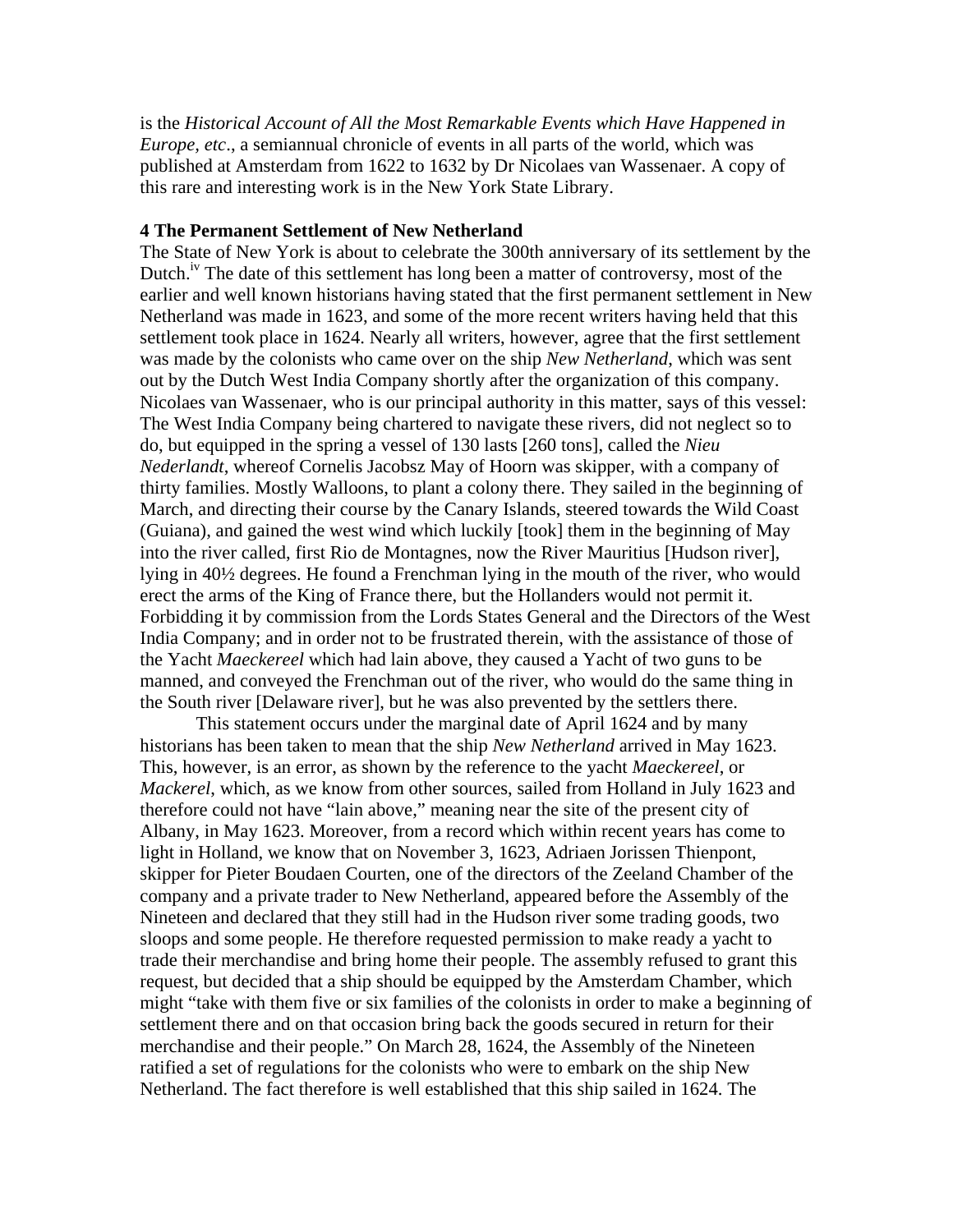is the *Historical Account of All the Most Remarkable Events which Have Happened in Europe, etc*., a semiannual chronicle of events in all parts of the world, which was published at Amsterdam from 1622 to 1632 by Dr Nicolaes van Wassenaer. A copy of this rare and interesting work is in the New York State Library.

**4 The Permanent Settlement of New Netherland**

The State of New York is about to celebrate the 300th anniversary of its settlement by the Dutch.[iv] The date of this settlement has long been a matter of controversy, most of the earlier and well known historians having stated that the first permanent settlement in New Netherland was made in 1623, and some of the more recent writers having held that this settlement took place in 1624. Nearly all writers, however, agree that the first settlement was made by the colonists who came over on the ship *New Netherland*, which was sent out by the Dutch West India Company shortly after the organization of this company. Nicolaes van Wassenaer, who is our principal authority in this matter, says of this vessel: The West India Company being chartered to navigate these rivers, did not neglect so to do, but equipped in the spring a vessel of 130 lasts [260 tons], called the *Nieu Nederlandt*, whereof Cornelis Jacobsz May of Hoorn was skipper, with a company of thirty families. Mostly Walloons, to plant a colony there. They sailed in the beginning of March, and directing their course by the Canary Islands, steered towards the Wild Coast (Guiana), and gained the west wind which luckily [took] them in the beginning of May into the river called, first Rio de Montagnes, now the River Mauritius [Hudson river], lying in 40½ degrees. He found a Frenchman lying in the mouth of the river, who would erect the arms of the King of France there, but the Hollanders would not permit it. Forbidding it by commission from the Lords States General and the Directors of the West India Company; and in order not to be frustrated therein, with the assistance of those of the Yacht *Maeckereel* which had lain above, they caused a Yacht of two guns to be manned, and conveyed the Frenchman out of the river, who would do the same thing in the South river [Delaware river], but he was also prevented by the settlers there.

This statement occurs under the marginal date of April 1624 and by many historians has been taken to mean that the ship *New Netherland* arrived in May 1623. This, however, is an error, as shown by the reference to the yacht *Maeckereel*, or *Mackerel*, which, as we know from other sources, sailed from Holland in July 1623 and therefore could not have "lain above," meaning near the site of the present city of Albany, in May 1623. Moreover, from a record which within recent years has come to light in Holland, we know that on November 3, 1623, Adriaen Jorissen Thienpont, skipper for Pieter Boudaen Courten, one of the directors of the Zeeland Chamber of the company and a private trader to New Netherland, appeared before the Assembly of the Nineteen and declared that they still had in the Hudson river some trading goods, two sloops and some people. He therefore requested permission to make ready a yacht to trade their merchandise and bring home their people. The assembly refused to grant this request, but decided that a ship should be equipped by the Amsterdam Chamber, which might "take with them five or six families of the colonists in order to make a beginning of settlement there and on that occasion bring back the goods secured in return for their merchandise and their people." On March 28, 1624, the Assembly of the Nineteen ratified a set of regulations for the colonists who were to embark on the ship New Netherland. The fact therefore is well established that this ship sailed in 1624. The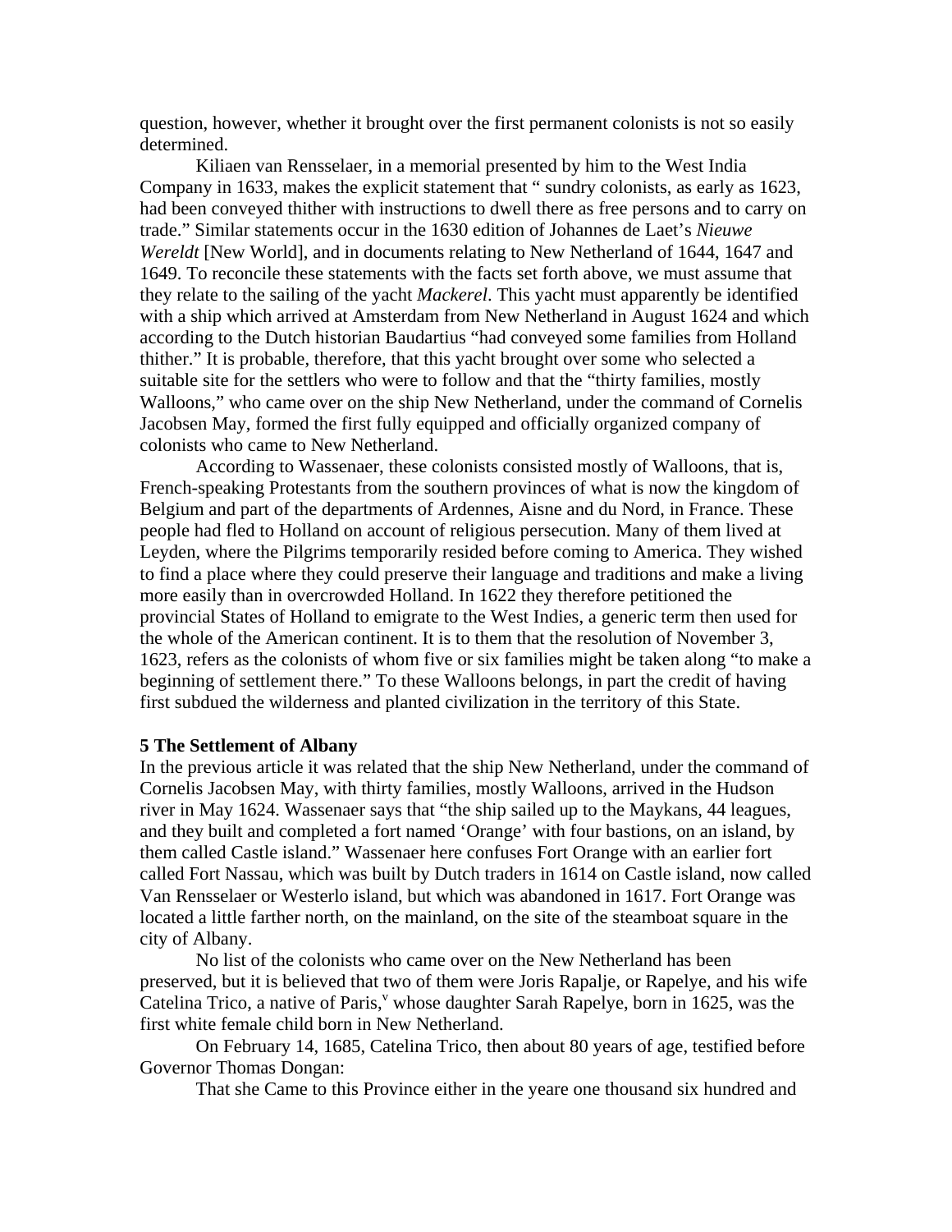question, however, whether it brought over the first permanent colonists is not so easily determined.

Kiliaen van Rensselaer, in a memorial presented by him to the West India Company in 1633, makes the explicit statement that " sundry colonists, as early as 1623, had been conveyed thither with instructions to dwell there as free persons and to carry on trade." Similar statements occur in the 1630 edition of Johannes de Laet's *Nieuwe Wereldt* [New World], and in documents relating to New Netherland of 1644, 1647 and 1649. To reconcile these statements with the facts set forth above, we must assume that they relate to the sailing of the yacht *Mackerel*. This yacht must apparently be identified with a ship which arrived at Amsterdam from New Netherland in August 1624 and which according to the Dutch historian Baudartius "had conveyed some families from Holland thither." It is probable, therefore, that this yacht brought over some who selected a suitable site for the settlers who were to follow and that the "thirty families, mostly Walloons," who came over on the ship New Netherland, under the command of Cornelis Jacobsen May, formed the first fully equipped and officially organized company of colonists who came to New Netherland.

According to Wassenaer, these colonists consisted mostly of Walloons, that is, French-speaking Protestants from the southern provinces of what is now the kingdom of Belgium and part of the departments of Ardennes, Aisne and du Nord, in France. These people had fled to Holland on account of religious persecution. Many of them lived at Leyden, where the Pilgrims temporarily resided before coming to America. They wished to find a place where they could preserve their language and traditions and make a living more easily than in overcrowded Holland. In 1622 they therefore petitioned the provincial States of Holland to emigrate to the West Indies, a generic term then used for the whole of the American continent. It is to them that the resolution of November 3, 1623, refers as the colonists of whom five or six families might be taken along "to make a beginning of settlement there." To these Walloons belongs, in part the credit of having first subdued the wilderness and planted civilization in the territory of this State.

## 5 The Settlement of Albany

In the previous article it was related that the ship New Netherland, under the command of Cornelis Jacobsen May, with thirty families, mostly Walloons, arrived in the Hudson river in May 1624. Wassenaer says that "the ship sailed up to the Maykans, 44 leagues, and they built and completed a fort named 'Orange' with four bastions, on an island, by them called Castle island." Wassenaer here confuses Fort Orange with an earlier fort called Fort Nassau, which was built by Dutch traders in 1614 on Castle island, now called Van Rensselaer or Westerlo island, but which was abandoned in 1617. Fort Orange was located a little farther north, on the mainland, on the site of the steamboat square in the city of Albany.

No list of the colonists who came over on the New Netherland has been preserved, but it is believed that two of them were Joris Rapalje, or Rapelye, and his wife Catelina Trico, a native of Paris,[v] whose daughter Sarah Rapelye, born in 1625, was the first white female child born in New Netherland.

On February 14, 1685, Catelina Trico, then about 80 years of age, testified before Governor Thomas Dongan:

That she Came to this Province either in the yeare one thousand six hundred and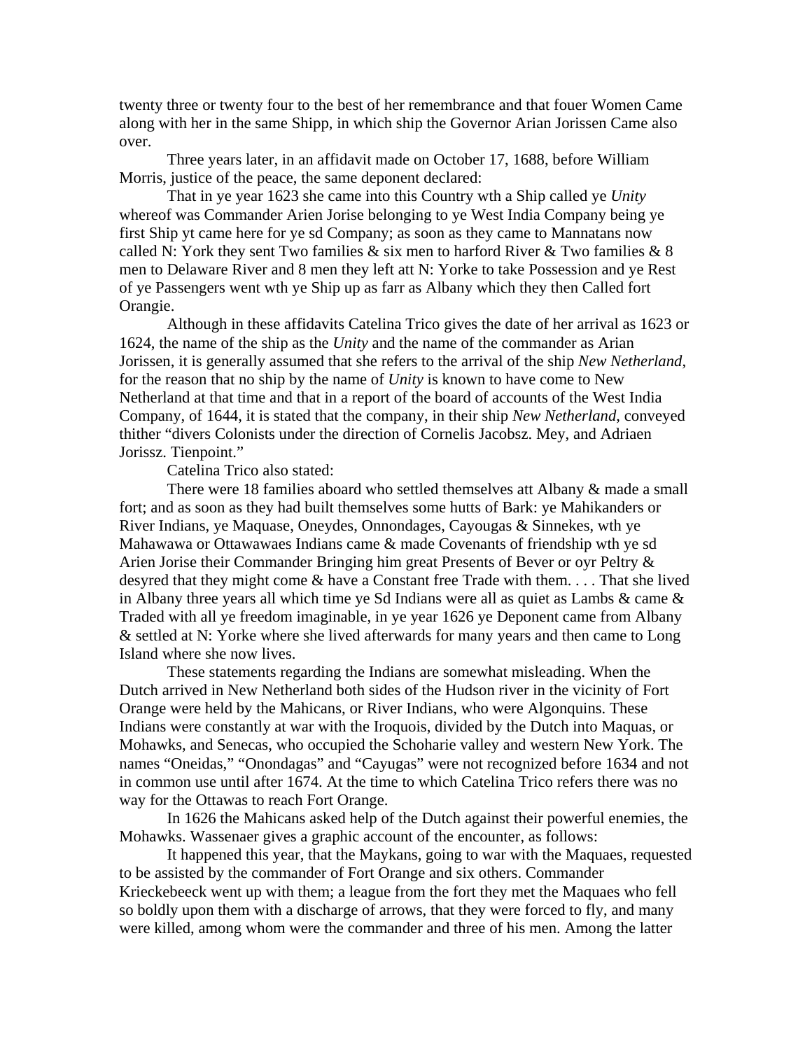twenty three or twenty four to the best of her remembrance and that fouer Women Came along with her in the same Shipp, in which ship the Governor Arian Jorissen Came also over.

Three years later, in an affidavit made on October 17, 1688, before William Morris, justice of the peace, the same deponent declared:

That in ye year 1623 she came into this Country wth a Ship called ye *Unity* whereof was Commander Arien Jorise belonging to ye West India Company being ye first Ship yt came here for ye sd Company; as soon as they came to Mannatans now called N: York they sent Two families & six men to harford River & Two families & 8 men to Delaware River and 8 men they left att N: Yorke to take Possession and ye Rest of ye Passengers went wth ye Ship up as farr as Albany which they then Called fort Orangie.

Although in these affidavits Catelina Trico gives the date of her arrival as 1623 or 1624, the name of the ship as the *Unity* and the name of the commander as Arian Jorissen, it is generally assumed that she refers to the arrival of the ship *New Netherland*, for the reason that no ship by the name of *Unity* is known to have come to New Netherland at that time and that in a report of the board of accounts of the West India Company, of 1644, it is stated that the company, in their ship *New Netherland*, conveyed thither "divers Colonists under the direction of Cornelis Jacobsz. Mey, and Adriaen Jorissz. Tienpoint."

Catelina Trico also stated:

There were 18 families aboard who settled themselves att Albany & made a small fort; and as soon as they had built themselves some hutts of Bark: ye Mahikanders or River Indians, ye Maquase, Oneydes, Onnondages, Cayougas & Sinnekes, wth ye Mahawawa or Ottawawaes Indians came & made Covenants of friendship wth ye sd Arien Jorise their Commander Bringing him great Presents of Bever or oyr Peltry & desyred that they might come & have a Constant free Trade with them. . . . That she lived in Albany three years all which time ye Sd Indians were all as quiet as Lambs & came & Traded with all ye freedom imaginable, in ye year 1626 ye Deponent came from Albany & settled at N: Yorke where she lived afterwards for many years and then came to Long Island where she now lives.

These statements regarding the Indians are somewhat misleading. When the Dutch arrived in New Netherland both sides of the Hudson river in the vicinity of Fort Orange were held by the Mahicans, or River Indians, who were Algonquins. These Indians were constantly at war with the Iroquois, divided by the Dutch into Maquas, or Mohawks, and Senecas, who occupied the Schoharie valley and western New York. The names "Oneidas," "Onondagas" and "Cayugas" were not recognized before 1634 and not in common use until after 1674. At the time to which Catelina Trico refers there was no way for the Ottawas to reach Fort Orange.

In 1626 the Mahicans asked help of the Dutch against their powerful enemies, the Mohawks. Wassenaer gives a graphic account of the encounter, as follows:

It happened this year, that the Maykans, going to war with the Maquaes, requested to be assisted by the commander of Fort Orange and six others. Commander Krieckebeeck went up with them; a league from the fort they met the Maquaes who fell so boldly upon them with a discharge of arrows, that they were forced to fly, and many were killed, among whom were the commander and three of his men. Among the latter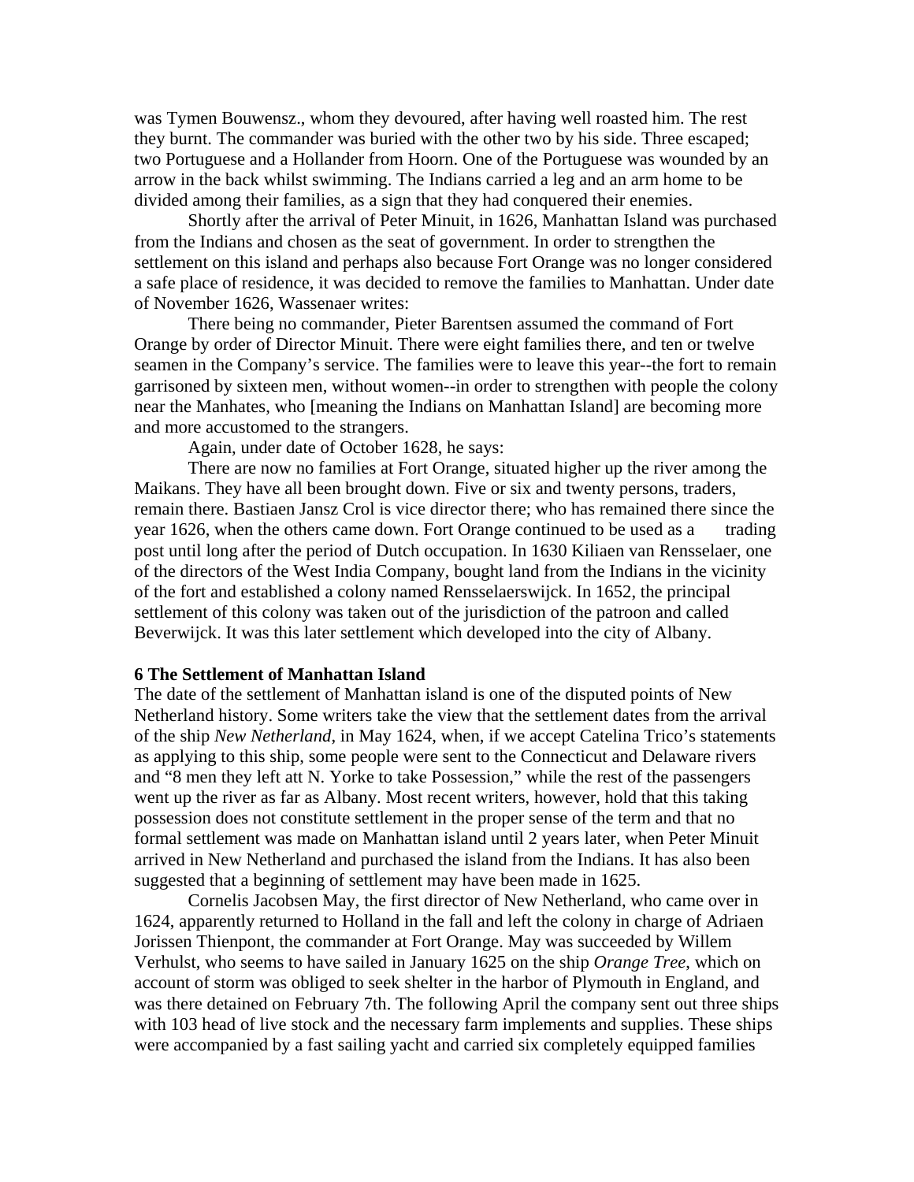was Tymen Bouwensz., whom they devoured, after having well roasted him. The rest they burnt. The commander was buried with the other two by his side. Three escaped; two Portuguese and a Hollander from Hoorn. One of the Portuguese was wounded by an arrow in the back whilst swimming. The Indians carried a leg and an arm home to be divided among their families, as a sign that they had conquered their enemies.

Shortly after the arrival of Peter Minuit, in 1626, Manhattan Island was purchased from the Indians and chosen as the seat of government. In order to strengthen the settlement on this island and perhaps also because Fort Orange was no longer considered a safe place of residence, it was decided to remove the families to Manhattan. Under date of November 1626, Wassenaer writes:

There being no commander, Pieter Barentsen assumed the command of Fort Orange by order of Director Minuit. There were eight families there, and ten or twelve seamen in the Company's service. The families were to leave this year--the fort to remain garrisoned by sixteen men, without women--in order to strengthen with people the colony near the Manhates, who [meaning the Indians on Manhattan Island] are becoming more and more accustomed to the strangers.

Again, under date of October 1628, he says:

There are now no families at Fort Orange, situated higher up the river among the Maikans. They have all been brought down. Five or six and twenty persons, traders, remain there. Bastiaen Jansz Crol is vice director there; who has remained there since the year 1626, when the others came down. Fort Orange continued to be used as a trading post until long after the period of Dutch occupation. In 1630 Kiliaen van Rensselaer, one of the directors of the West India Company, bought land from the Indians in the vicinity of the fort and established a colony named Rensselaerswijck. In 1652, the principal settlement of this colony was taken out of the jurisdiction of the patroon and called Beverwijck. It was this later settlement which developed into the city of Albany.

## 6 The Settlement of Manhattan Island

The date of the settlement of Manhattan island is one of the disputed points of New Netherland history. Some writers take the view that the settlement dates from the arrival of the ship *New Netherland*, in May 1624, when, if we accept Catelina Trico's statements as applying to this ship, some people were sent to the Connecticut and Delaware rivers and "8 men they left att N. Yorke to take Possession," while the rest of the passengers went up the river as far as Albany. Most recent writers, however, hold that this taking possession does not constitute settlement in the proper sense of the term and that no formal settlement was made on Manhattan island until 2 years later, when Peter Minuit arrived in New Netherland and purchased the island from the Indians. It has also been suggested that a beginning of settlement may have been made in 1625.

Cornelis Jacobsen May, the first director of New Netherland, who came over in 1624, apparently returned to Holland in the fall and left the colony in charge of Adriaen Jorissen Thienpont, the commander at Fort Orange. May was succeeded by Willem Verhulst, who seems to have sailed in January 1625 on the ship *Orange Tree*, which on account of storm was obliged to seek shelter in the harbor of Plymouth in England, and was there detained on February 7th. The following April the company sent out three ships with 103 head of live stock and the necessary farm implements and supplies. These ships were accompanied by a fast sailing yacht and carried six completely equipped families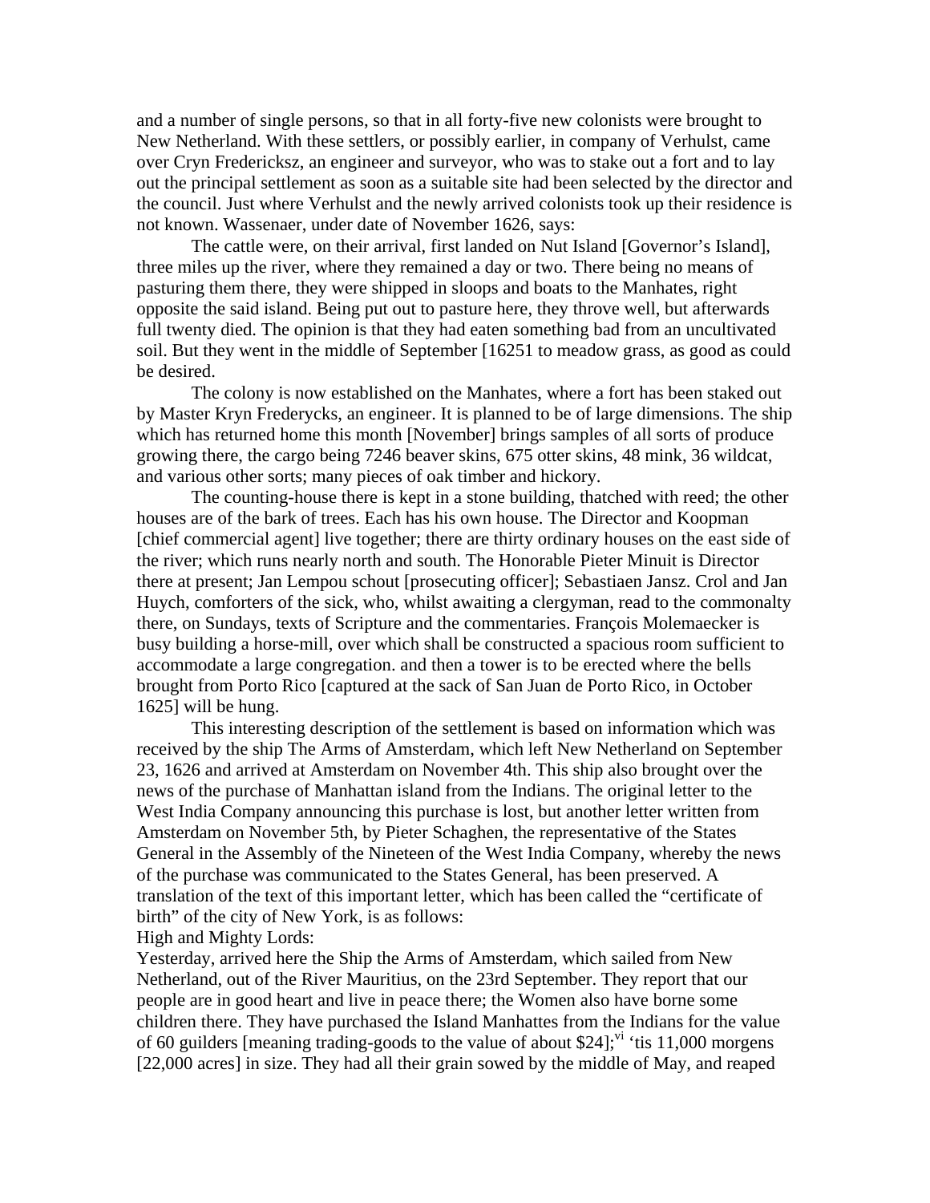and a number of single persons, so that in all forty-five new colonists were brought to New Netherland. With these settlers, or possibly earlier, in company of Verhulst, came over Cryn Fredericksz, an engineer and surveyor, who was to stake out a fort and to lay out the principal settlement as soon as a suitable site had been selected by the director and the council. Just where Verhulst and the newly arrived colonists took up their residence is not known. Wassenaer, under date of November 1626, says:

The cattle were, on their arrival, first landed on Nut Island [Governor's Island], three miles up the river, where they remained a day or two. There being no means of pasturing them there, they were shipped in sloops and boats to the Manhates, right opposite the said island. Being put out to pasture here, they throve well, but afterwards full twenty died. The opinion is that they had eaten something bad from an uncultivated soil. But they went in the middle of September [16251 to meadow grass, as good as could be desired.

The colony is now established on the Manhates, where a fort has been staked out by Master Kryn Frederycks, an engineer. It is planned to be of large dimensions. The ship which has returned home this month [November] brings samples of all sorts of produce growing there, the cargo being 7246 beaver skins, 675 otter skins, 48 mink, 36 wildcat, and various other sorts; many pieces of oak timber and hickory.

The counting-house there is kept in a stone building, thatched with reed; the other houses are of the bark of trees. Each has his own house. The Director and Koopman [chief commercial agent] live together; there are thirty ordinary houses on the east side of the river; which runs nearly north and south. The Honorable Pieter Minuit is Director there at present; Jan Lempou schout [prosecuting officer]; Sebastiaen Jansz. Crol and Jan Huych, comforters of the sick, who, whilst awaiting a clergyman, read to the commonalty there, on Sundays, texts of Scripture and the commentaries. François Molemaecker is busy building a horse-mill, over which shall be constructed a spacious room sufficient to accommodate a large congregation. and then a tower is to be erected where the bells brought from Porto Rico [captured at the sack of San Juan de Porto Rico, in October 1625] will be hung.

This interesting description of the settlement is based on information which was received by the ship The Arms of Amsterdam, which left New Netherland on September 23, 1626 and arrived at Amsterdam on November 4th. This ship also brought over the news of the purchase of Manhattan island from the Indians. The original letter to the West India Company announcing this purchase is lost, but another letter written from Amsterdam on November 5th, by Pieter Schaghen, the representative of the States General in the Assembly of the Nineteen of the West India Company, whereby the news of the purchase was communicated to the States General, has been preserved. A translation of the text of this important letter, which has been called the "certificate of birth" of the city of New York, is as follows:

High and Mighty Lords:

Yesterday, arrived here the Ship the Arms of Amsterdam, which sailed from New Netherland, out of the River Mauritius, on the 23rd September. They report that our people are in good heart and live in peace there; the Women also have borne some children there. They have purchased the Island Manhattes from the Indians for the value of 60 guilders [meaning trading-goods to the value of about $24];[vi] 'tis 11,000 morgens [22,000 acres] in size. They had all their grain sowed by the middle of May, and reaped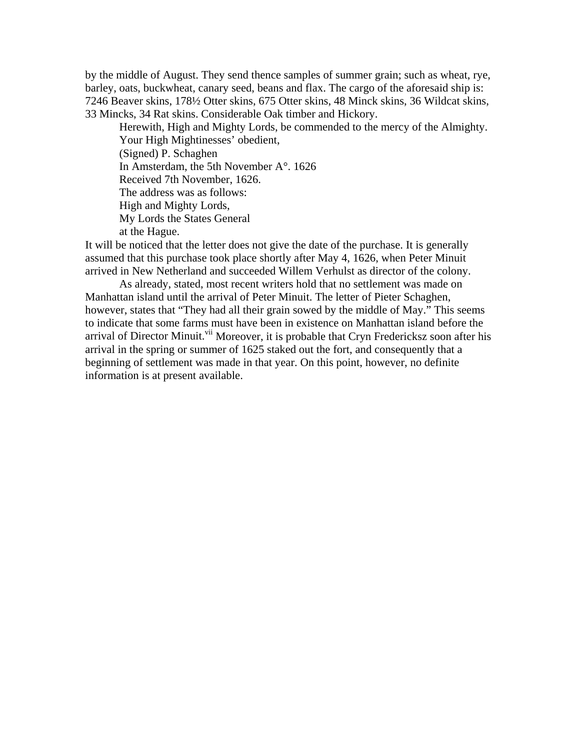by the middle of August. They send thence samples of summer grain; such as wheat, rye, barley, oats, buckwheat, canary seed, beans and flax. The cargo of the aforesaid ship is: 7246 Beaver skins, 178½ Otter skins, 675 Otter skins, 48 Minck skins, 36 Wildcat skins, 33 Mincks, 34 Rat skins. Considerable Oak timber and Hickory.

Herewith, High and Mighty Lords, be commended to the mercy of the Almighty.
Your High Mightinesses' obedient,
(Signed) P. Schaghen
In Amsterdam, the 5th November A°. 1626
Received 7th November, 1626.
The address was as follows:
High and Mighty Lords,
My Lords the States General
at the Hague.

It will be noticed that the letter does not give the date of the purchase. It is generally assumed that this purchase took place shortly after May 4, 1626, when Peter Minuit arrived in New Netherland and succeeded Willem Verhulst as director of the colony.

As already, stated, most recent writers hold that no settlement was made on Manhattan island until the arrival of Peter Minuit. The letter of Pieter Schaghen, however, states that "They had all their grain sowed by the middle of May." This seems to indicate that some farms must have been in existence on Manhattan island before the arrival of Director Minuit.[vii] Moreover, it is probable that Cryn Fredericksz soon after his arrival in the spring or summer of 1625 staked out the fort, and consequently that a beginning of settlement was made in that year. On this point, however, no definite information is at present available.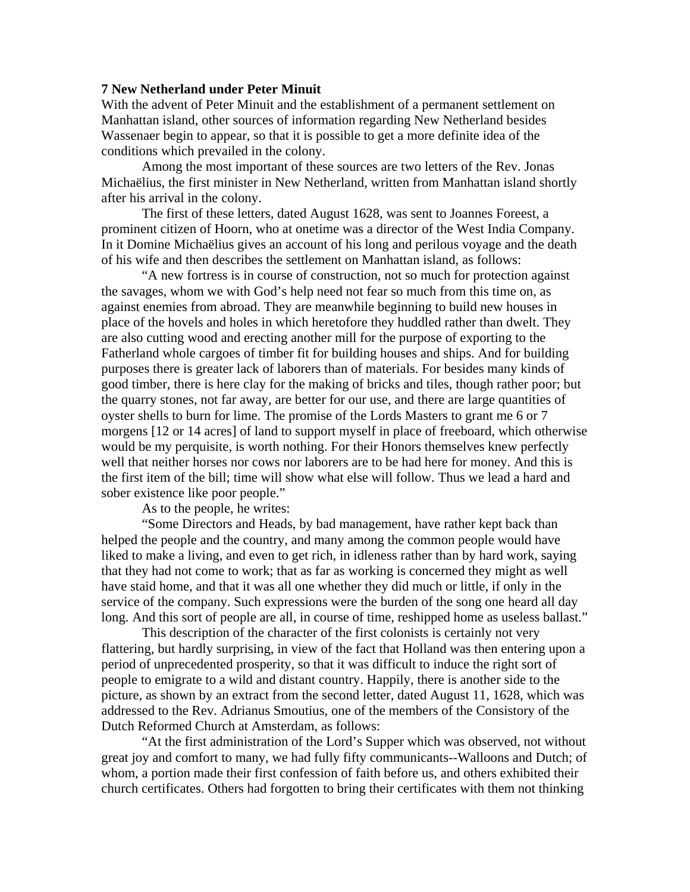**7 New Netherland under Peter Minuit**

With the advent of Peter Minuit and the establishment of a permanent settlement on Manhattan island, other sources of information regarding New Netherland besides Wassenaer begin to appear, so that it is possible to get a more definite idea of the conditions which prevailed in the colony.

Among the most important of these sources are two letters of the Rev. Jonas Michaëlius, the first minister in New Netherland, written from Manhattan island shortly after his arrival in the colony.

The first of these letters, dated August 1628, was sent to Joannes Foreest, a prominent citizen of Hoorn, who at onetime was a director of the West India Company. In it Domine Michaëlius gives an account of his long and perilous voyage and the death of his wife and then describes the settlement on Manhattan island, as follows:

"A new fortress is in course of construction, not so much for protection against the savages, whom we with God's help need not fear so much from this time on, as against enemies from abroad. They are meanwhile beginning to build new houses in place of the hovels and holes in which heretofore they huddled rather than dwelt. They are also cutting wood and erecting another mill for the purpose of exporting to the Fatherland whole cargoes of timber fit for building houses and ships. And for building purposes there is greater lack of laborers than of materials. For besides many kinds of good timber, there is here clay for the making of bricks and tiles, though rather poor; but the quarry stones, not far away, are better for our use, and there are large quantities of oyster shells to burn for lime. The promise of the Lords Masters to grant me 6 or 7 morgens [12 or 14 acres] of land to support myself in place of freeboard, which otherwise would be my perquisite, is worth nothing. For their Honors themselves knew perfectly well that neither horses nor cows nor laborers are to be had here for money. And this is the first item of the bill; time will show what else will follow. Thus we lead a hard and sober existence like poor people."

As to the people, he writes:

"Some Directors and Heads, by bad management, have rather kept back than helped the people and the country, and many among the common people would have liked to make a living, and even to get rich, in idleness rather than by hard work, saying that they had not come to work; that as far as working is concerned they might as well have staid home, and that it was all one whether they did much or little, if only in the service of the company. Such expressions were the burden of the song one heard all day long. And this sort of people are all, in course of time, reshipped home as useless ballast."

This description of the character of the first colonists is certainly not very flattering, but hardly surprising, in view of the fact that Holland was then entering upon a period of unprecedented prosperity, so that it was difficult to induce the right sort of people to emigrate to a wild and distant country. Happily, there is another side to the picture, as shown by an extract from the second letter, dated August 11, 1628, which was addressed to the Rev. Adrianus Smoutius, one of the members of the Consistory of the Dutch Reformed Church at Amsterdam, as follows:

"At the first administration of the Lord's Supper which was observed, not without great joy and comfort to many, we had fully fifty communicants--Walloons and Dutch; of whom, a portion made their first confession of faith before us, and others exhibited their church certificates. Others had forgotten to bring their certificates with them not thinking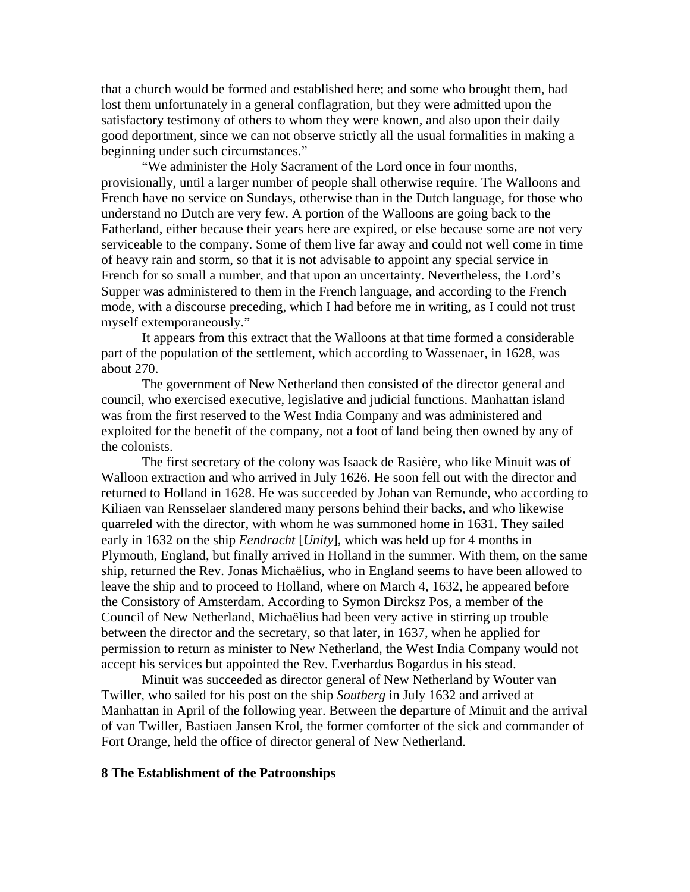that a church would be formed and established here; and some who brought them, had lost them unfortunately in a general conflagration, but they were admitted upon the satisfactory testimony of others to whom they were known, and also upon their daily good deportment, since we can not observe strictly all the usual formalities in making a beginning under such circumstances."

"We administer the Holy Sacrament of the Lord once in four months, provisionally, until a larger number of people shall otherwise require. The Walloons and French have no service on Sundays, otherwise than in the Dutch language, for those who understand no Dutch are very few. A portion of the Walloons are going back to the Fatherland, either because their years here are expired, or else because some are not very serviceable to the company. Some of them live far away and could not well come in time of heavy rain and storm, so that it is not advisable to appoint any special service in French for so small a number, and that upon an uncertainty. Nevertheless, the Lord's Supper was administered to them in the French language, and according to the French mode, with a discourse preceding, which I had before me in writing, as I could not trust myself extemporaneously."

It appears from this extract that the Walloons at that time formed a considerable part of the population of the settlement, which according to Wassenaer, in 1628, was about 270.

The government of New Netherland then consisted of the director general and council, who exercised executive, legislative and judicial functions. Manhattan island was from the first reserved to the West India Company and was administered and exploited for the benefit of the company, not a foot of land being then owned by any of the colonists.

The first secretary of the colony was Isaack de Rasière, who like Minuit was of Walloon extraction and who arrived in July 1626. He soon fell out with the director and returned to Holland in 1628. He was succeeded by Johan van Remunde, who according to Kiliaen van Rensselaer slandered many persons behind their backs, and who likewise quarreled with the director, with whom he was summoned home in 1631. They sailed early in 1632 on the ship *Eendracht* [*Unity*], which was held up for 4 months in Plymouth, England, but finally arrived in Holland in the summer. With them, on the same ship, returned the Rev. Jonas Michaëlius, who in England seems to have been allowed to leave the ship and to proceed to Holland, where on March 4, 1632, he appeared before the Consistory of Amsterdam. According to Symon Dircksz Pos, a member of the Council of New Netherland, Michaëlius had been very active in stirring up trouble between the director and the secretary, so that later, in 1637, when he applied for permission to return as minister to New Netherland, the West India Company would not accept his services but appointed the Rev. Everhardus Bogardus in his stead.

Minuit was succeeded as director general of New Netherland by Wouter van Twiller, who sailed for his post on the ship *Soutberg* in July 1632 and arrived at Manhattan in April of the following year. Between the departure of Minuit and the arrival of van Twiller, Bastiaen Jansen Krol, the former comforter of the sick and commander of Fort Orange, held the office of director general of New Netherland.

## 8 The Establishment of the Patroonships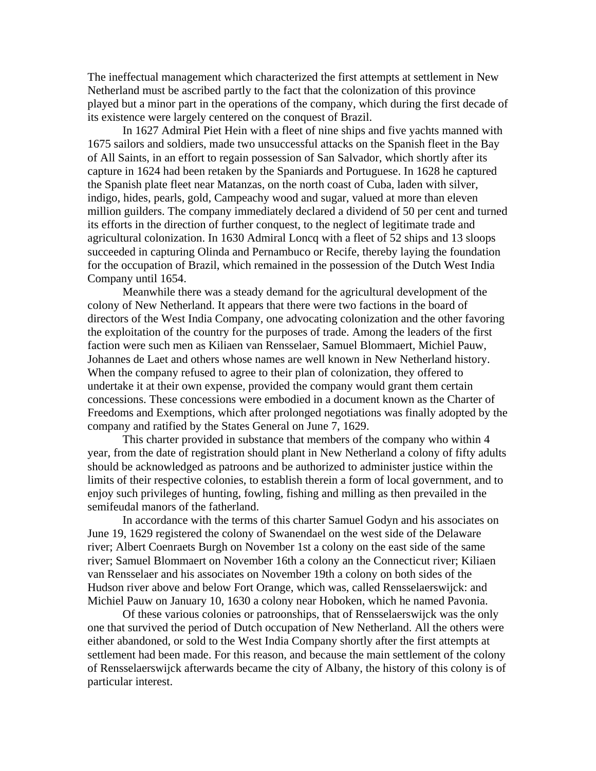The ineffectual management which characterized the first attempts at settlement in New Netherland must be ascribed partly to the fact that the colonization of this province played but a minor part in the operations of the company, which during the first decade of its existence were largely centered on the conquest of Brazil.

In 1627 Admiral Piet Hein with a fleet of nine ships and five yachts manned with 1675 sailors and soldiers, made two unsuccessful attacks on the Spanish fleet in the Bay of All Saints, in an effort to regain possession of San Salvador, which shortly after its capture in 1624 had been retaken by the Spaniards and Portuguese. In 1628 he captured the Spanish plate fleet near Matanzas, on the north coast of Cuba, laden with silver, indigo, hides, pearls, gold, Campeachy wood and sugar, valued at more than eleven million guilders. The company immediately declared a dividend of 50 per cent and turned its efforts in the direction of further conquest, to the neglect of legitimate trade and agricultural colonization. In 1630 Admiral Loncq with a fleet of 52 ships and 13 sloops succeeded in capturing Olinda and Pernambuco or Recife, thereby laying the foundation for the occupation of Brazil, which remained in the possession of the Dutch West India Company until 1654.

Meanwhile there was a steady demand for the agricultural development of the colony of New Netherland. It appears that there were two factions in the board of directors of the West India Company, one advocating colonization and the other favoring the exploitation of the country for the purposes of trade. Among the leaders of the first faction were such men as Kiliaen van Rensselaer, Samuel Blommaert, Michiel Pauw, Johannes de Laet and others whose names are well known in New Netherland history. When the company refused to agree to their plan of colonization, they offered to undertake it at their own expense, provided the company would grant them certain concessions. These concessions were embodied in a document known as the Charter of Freedoms and Exemptions, which after prolonged negotiations was finally adopted by the company and ratified by the States General on June 7, 1629.

This charter provided in substance that members of the company who within 4 year, from the date of registration should plant in New Netherland a colony of fifty adults should be acknowledged as patroons and be authorized to administer justice within the limits of their respective colonies, to establish therein a form of local government, and to enjoy such privileges of hunting, fowling, fishing and milling as then prevailed in the semifeudal manors of the fatherland.

In accordance with the terms of this charter Samuel Godyn and his associates on June 19, 1629 registered the colony of Swanendael on the west side of the Delaware river; Albert Coenraets Burgh on November 1st a colony on the east side of the same river; Samuel Blommaert on November 16th a colony an the Connecticut river; Kiliaen van Rensselaer and his associates on November 19th a colony on both sides of the Hudson river above and below Fort Orange, which was, called Rensselaerswijck: and Michiel Pauw on January 10, 1630 a colony near Hoboken, which he named Pavonia.

Of these various colonies or patroonships, that of Rensselaerswijck was the only one that survived the period of Dutch occupation of New Netherland. All the others were either abandoned, or sold to the West India Company shortly after the first attempts at settlement had been made. For this reason, and because the main settlement of the colony of Rensselaerswijck afterwards became the city of Albany, the history of this colony is of particular interest.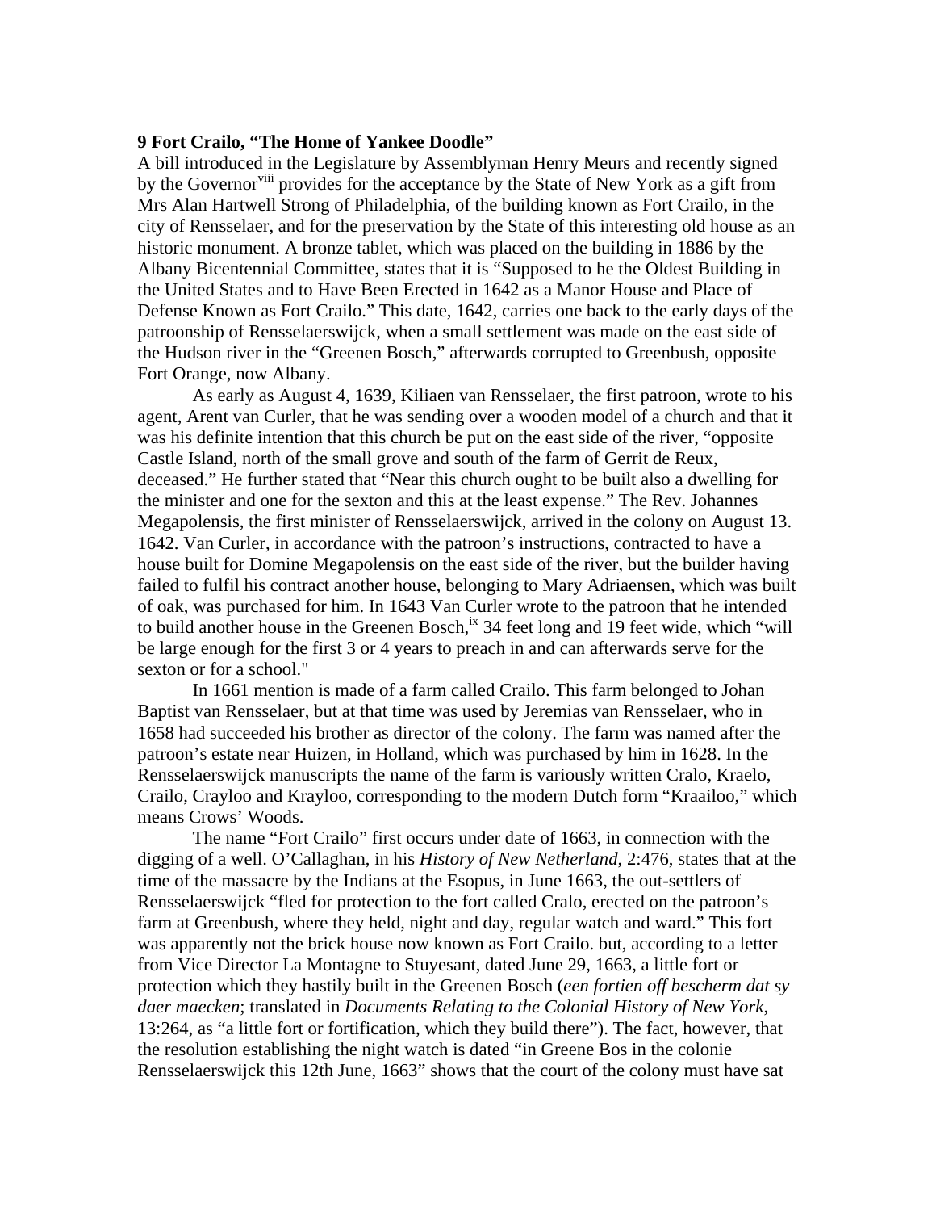**9 Fort Crailo, "The Home of Yankee Doodle"**

A bill introduced in the Legislature by Assemblyman Henry Meurs and recently signed by the Governor[viii] provides for the acceptance by the State of New York as a gift from Mrs Alan Hartwell Strong of Philadelphia, of the building known as Fort Crailo, in the city of Rensselaer, and for the preservation by the State of this interesting old house as an historic monument. A bronze tablet, which was placed on the building in 1886 by the Albany Bicentennial Committee, states that it is "Supposed to he the Oldest Building in the United States and to Have Been Erected in 1642 as a Manor House and Place of Defense Known as Fort Crailo." This date, 1642, carries one back to the early days of the patroonship of Rensselaerswijck, when a small settlement was made on the east side of the Hudson river in the "Greenen Bosch," afterwards corrupted to Greenbush, opposite Fort Orange, now Albany.

As early as August 4, 1639, Kiliaen van Rensselaer, the first patroon, wrote to his agent, Arent van Curler, that he was sending over a wooden model of a church and that it was his definite intention that this church be put on the east side of the river, "opposite Castle Island, north of the small grove and south of the farm of Gerrit de Reux, deceased." He further stated that "Near this church ought to be built also a dwelling for the minister and one for the sexton and this at the least expense." The Rev. Johannes Megapolensis, the first minister of Rensselaerswijck, arrived in the colony on August 13. 1642. Van Curler, in accordance with the patroon's instructions, contracted to have a house built for Domine Megapolensis on the east side of the river, but the builder having failed to fulfil his contract another house, belonging to Mary Adriaensen, which was built of oak, was purchased for him. In 1643 Van Curler wrote to the patroon that he intended to build another house in the Greenen Bosch,[ix] 34 feet long and 19 feet wide, which "will be large enough for the first 3 or 4 years to preach in and can afterwards serve for the sexton or for a school."

In 1661 mention is made of a farm called Crailo. This farm belonged to Johan Baptist van Rensselaer, but at that time was used by Jeremias van Rensselaer, who in 1658 had succeeded his brother as director of the colony. The farm was named after the patroon's estate near Huizen, in Holland, which was purchased by him in 1628. In the Rensselaerswijck manuscripts the name of the farm is variously written Cralo, Kraelo, Crailo, Crayloo and Krayloo, corresponding to the modern Dutch form "Kraailoo," which means Crows' Woods.

The name "Fort Crailo" first occurs under date of 1663, in connection with the digging of a well. O'Callaghan, in his *History of New Netherland*, 2:476, states that at the time of the massacre by the Indians at the Esopus, in June 1663, the out-settlers of Rensselaerswijck "fled for protection to the fort called Cralo, erected on the patroon's farm at Greenbush, where they held, night and day, regular watch and ward." This fort was apparently not the brick house now known as Fort Crailo. but, according to a letter from Vice Director La Montagne to Stuyesant, dated June 29, 1663, a little fort or protection which they hastily built in the Greenen Bosch (*een fortien off bescherm dat sy daer maecken*; translated in *Documents Relating to the Colonial History of New York*, 13:264, as "a little fort or fortification, which they build there"). The fact, however, that the resolution establishing the night watch is dated "in Greene Bos in the colonie Rensselaerswijck this 12th June, 1663" shows that the court of the colony must have sat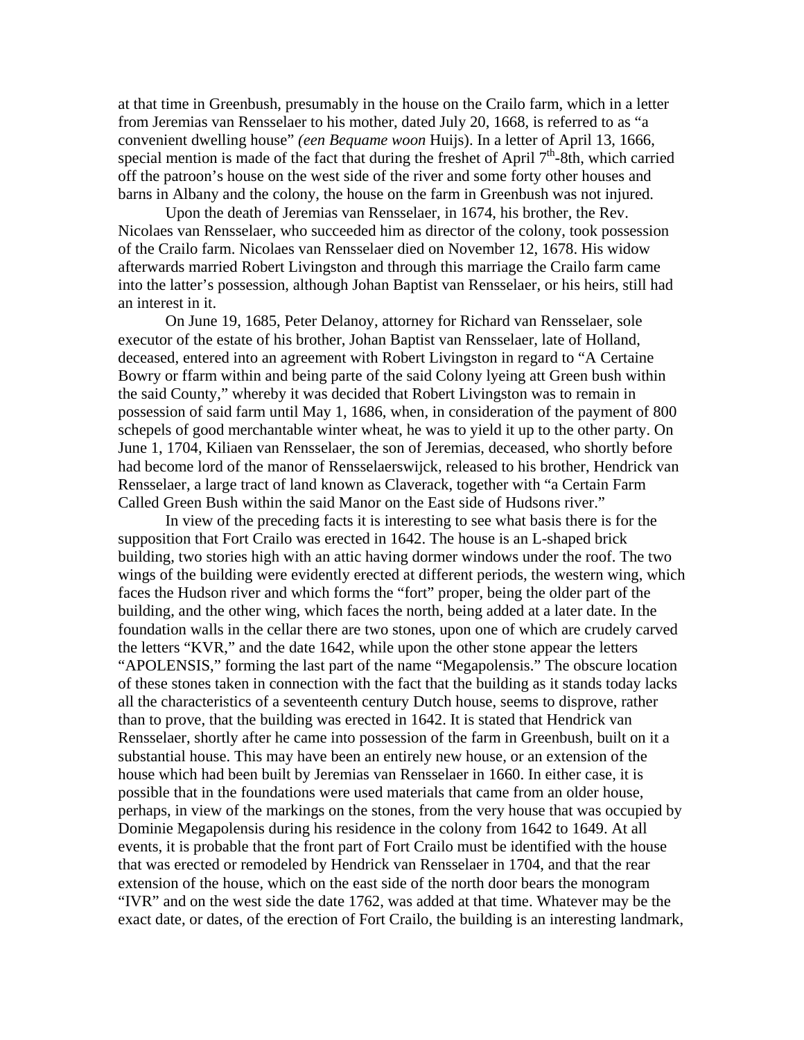at that time in Greenbush, presumably in the house on the Crailo farm, which in a letter from Jeremias van Rensselaer to his mother, dated July 20, 1668, is referred to as "a convenient dwelling house" *(een Bequame woon* Huijs). In a letter of April 13, 1666, special mention is made of the fact that during the freshet of April 7th-8th, which carried off the patroon's house on the west side of the river and some forty other houses and barns in Albany and the colony, the house on the farm in Greenbush was not injured.

Upon the death of Jeremias van Rensselaer, in 1674, his brother, the Rev. Nicolaes van Rensselaer, who succeeded him as director of the colony, took possession of the Crailo farm. Nicolaes van Rensselaer died on November 12, 1678. His widow afterwards married Robert Livingston and through this marriage the Crailo farm came into the latter's possession, although Johan Baptist van Rensselaer, or his heirs, still had an interest in it.

On June 19, 1685, Peter Delanoy, attorney for Richard van Rensselaer, sole executor of the estate of his brother, Johan Baptist van Rensselaer, late of Holland, deceased, entered into an agreement with Robert Livingston in regard to "A Certaine Bowry or ffarm within and being parte of the said Colony lyeing att Green bush within the said County," whereby it was decided that Robert Livingston was to remain in possession of said farm until May 1, 1686, when, in consideration of the payment of 800 schepels of good merchantable winter wheat, he was to yield it up to the other party. On June 1, 1704, Kiliaen van Rensselaer, the son of Jeremias, deceased, who shortly before had become lord of the manor of Rensselaerswijck, released to his brother, Hendrick van Rensselaer, a large tract of land known as Claverack, together with "a Certain Farm Called Green Bush within the said Manor on the East side of Hudsons river."

In view of the preceding facts it is interesting to see what basis there is for the supposition that Fort Crailo was erected in 1642. The house is an L-shaped brick building, two stories high with an attic having dormer windows under the roof. The two wings of the building were evidently erected at different periods, the western wing, which faces the Hudson river and which forms the "fort" proper, being the older part of the building, and the other wing, which faces the north, being added at a later date. In the foundation walls in the cellar there are two stones, upon one of which are crudely carved the letters "KVR," and the date 1642, while upon the other stone appear the letters "APOLENSIS," forming the last part of the name "Megapolensis." The obscure location of these stones taken in connection with the fact that the building as it stands today lacks all the characteristics of a seventeenth century Dutch house, seems to disprove, rather than to prove, that the building was erected in 1642. It is stated that Hendrick van Rensselaer, shortly after he came into possession of the farm in Greenbush, built on it a substantial house. This may have been an entirely new house, or an extension of the house which had been built by Jeremias van Rensselaer in 1660. In either case, it is possible that in the foundations were used materials that came from an older house, perhaps, in view of the markings on the stones, from the very house that was occupied by Dominie Megapolensis during his residence in the colony from 1642 to 1649. At all events, it is probable that the front part of Fort Crailo must be identified with the house that was erected or remodeled by Hendrick van Rensselaer in 1704, and that the rear extension of the house, which on the east side of the north door bears the monogram "IVR" and on the west side the date 1762, was added at that time. Whatever may be the exact date, or dates, of the erection of Fort Crailo, the building is an interesting landmark,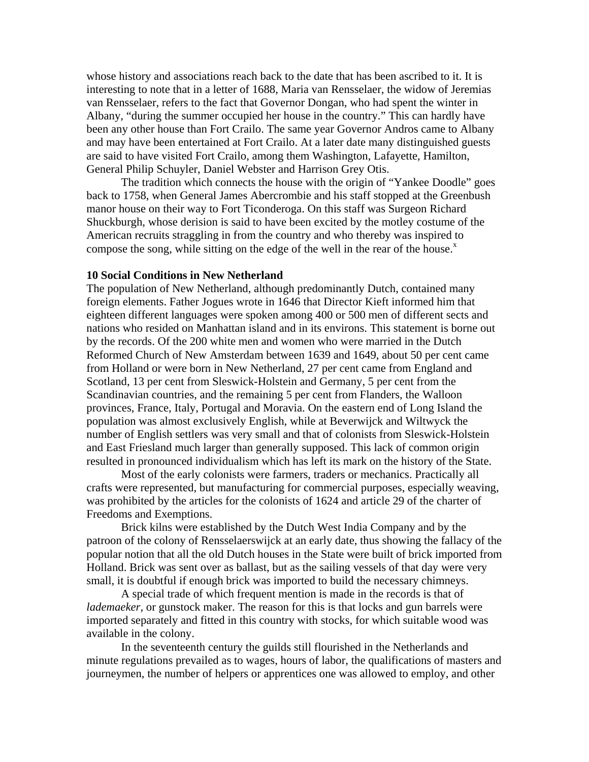whose history and associations reach back to the date that has been ascribed to it. It is interesting to note that in a letter of 1688, Maria van Rensselaer, the widow of Jeremias van Rensselaer, refers to the fact that Governor Dongan, who had spent the winter in Albany, "during the summer occupied her house in the country." This can hardly have been any other house than Fort Crailo. The same year Governor Andros came to Albany and may have been entertained at Fort Crailo. At a later date many distinguished guests are said to have visited Fort Crailo, among them Washington, Lafayette, Hamilton, General Philip Schuyler, Daniel Webster and Harrison Grey Otis.

The tradition which connects the house with the origin of "Yankee Doodle" goes back to 1758, when General James Abercrombie and his staff stopped at the Greenbush manor house on their way to Fort Ticonderoga. On this staff was Surgeon Richard Shuckburgh, whose derision is said to have been excited by the motley costume of the American recruits straggling in from the country and who thereby was inspired to compose the song, while sitting on the edge of the well in the rear of the house.[x]

**10 Social Conditions in New Netherland**

The population of New Netherland, although predominantly Dutch, contained many foreign elements. Father Jogues wrote in 1646 that Director Kieft informed him that eighteen different languages were spoken among 400 or 500 men of different sects and nations who resided on Manhattan island and in its environs. This statement is borne out by the records. Of the 200 white men and women who were married in the Dutch Reformed Church of New Amsterdam between 1639 and 1649, about 50 per cent came from Holland or were born in New Netherland, 27 per cent came from England and Scotland, 13 per cent from Sleswick-Holstein and Germany, 5 per cent from the Scandinavian countries, and the remaining 5 per cent from Flanders, the Walloon provinces, France, Italy, Portugal and Moravia. On the eastern end of Long Island the population was almost exclusively English, while at Beverwijck and Wiltwyck the number of English settlers was very small and that of colonists from Sleswick-Holstein and East Friesland much larger than generally supposed. This lack of common origin resulted in pronounced individualism which has left its mark on the history of the State.

Most of the early colonists were farmers, traders or mechanics. Practically all crafts were represented, but manufacturing for commercial purposes, especially weaving, was prohibited by the articles for the colonists of 1624 and article 29 of the charter of Freedoms and Exemptions.

Brick kilns were established by the Dutch West India Company and by the patroon of the colony of Rensselaerswijck at an early date, thus showing the fallacy of the popular notion that all the old Dutch houses in the State were built of brick imported from Holland. Brick was sent over as ballast, but as the sailing vessels of that day were very small, it is doubtful if enough brick was imported to build the necessary chimneys.

A special trade of which frequent mention is made in the records is that of *lademaeker*, or gunstock maker. The reason for this is that locks and gun barrels were imported separately and fitted in this country with stocks, for which suitable wood was available in the colony.

In the seventeenth century the guilds still flourished in the Netherlands and minute regulations prevailed as to wages, hours of labor, the qualifications of masters and journeymen, the number of helpers or apprentices one was allowed to employ, and other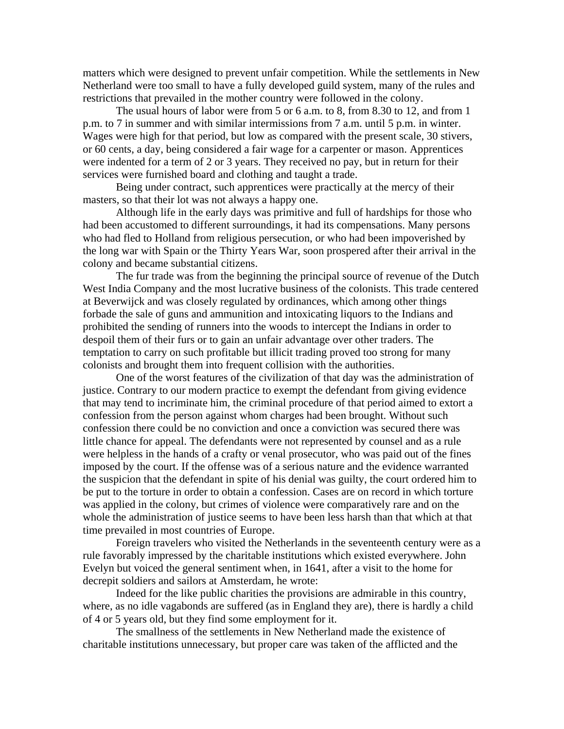matters which were designed to prevent unfair competition. While the settlements in New Netherland were too small to have a fully developed guild system, many of the rules and restrictions that prevailed in the mother country were followed in the colony.

The usual hours of labor were from 5 or 6 a.m. to 8, from 8.30 to 12, and from 1 p.m. to 7 in summer and with similar intermissions from 7 a.m. until 5 p.m. in winter. Wages were high for that period, but low as compared with the present scale, 30 stivers, or 60 cents, a day, being considered a fair wage for a carpenter or mason. Apprentices were indented for a term of 2 or 3 years. They received no pay, but in return for their services were furnished board and clothing and taught a trade.

Being under contract, such apprentices were practically at the mercy of their masters, so that their lot was not always a happy one.

Although life in the early days was primitive and full of hardships for those who had been accustomed to different surroundings, it had its compensations. Many persons who had fled to Holland from religious persecution, or who had been impoverished by the long war with Spain or the Thirty Years War, soon prospered after their arrival in the colony and became substantial citizens.

The fur trade was from the beginning the principal source of revenue of the Dutch West India Company and the most lucrative business of the colonists. This trade centered at Beverwijck and was closely regulated by ordinances, which among other things forbade the sale of guns and ammunition and intoxicating liquors to the Indians and prohibited the sending of runners into the woods to intercept the Indians in order to despoil them of their furs or to gain an unfair advantage over other traders. The temptation to carry on such profitable but illicit trading proved too strong for many colonists and brought them into frequent collision with the authorities.

One of the worst features of the civilization of that day was the administration of justice. Contrary to our modern practice to exempt the defendant from giving evidence that may tend to incriminate him, the criminal procedure of that period aimed to extort a confession from the person against whom charges had been brought. Without such confession there could be no conviction and once a conviction was secured there was little chance for appeal. The defendants were not represented by counsel and as a rule were helpless in the hands of a crafty or venal prosecutor, who was paid out of the fines imposed by the court. If the offense was of a serious nature and the evidence warranted the suspicion that the defendant in spite of his denial was guilty, the court ordered him to be put to the torture in order to obtain a confession. Cases are on record in which torture was applied in the colony, but crimes of violence were comparatively rare and on the whole the administration of justice seems to have been less harsh than that which at that time prevailed in most countries of Europe.

Foreign travelers who visited the Netherlands in the seventeenth century were as a rule favorably impressed by the charitable institutions which existed everywhere. John Evelyn but voiced the general sentiment when, in 1641, after a visit to the home for decrepit soldiers and sailors at Amsterdam, he wrote:

Indeed for the like public charities the provisions are admirable in this country, where, as no idle vagabonds are suffered (as in England they are), there is hardly a child of 4 or 5 years old, but they find some employment for it.

The smallness of the settlements in New Netherland made the existence of charitable institutions unnecessary, but proper care was taken of the afflicted and the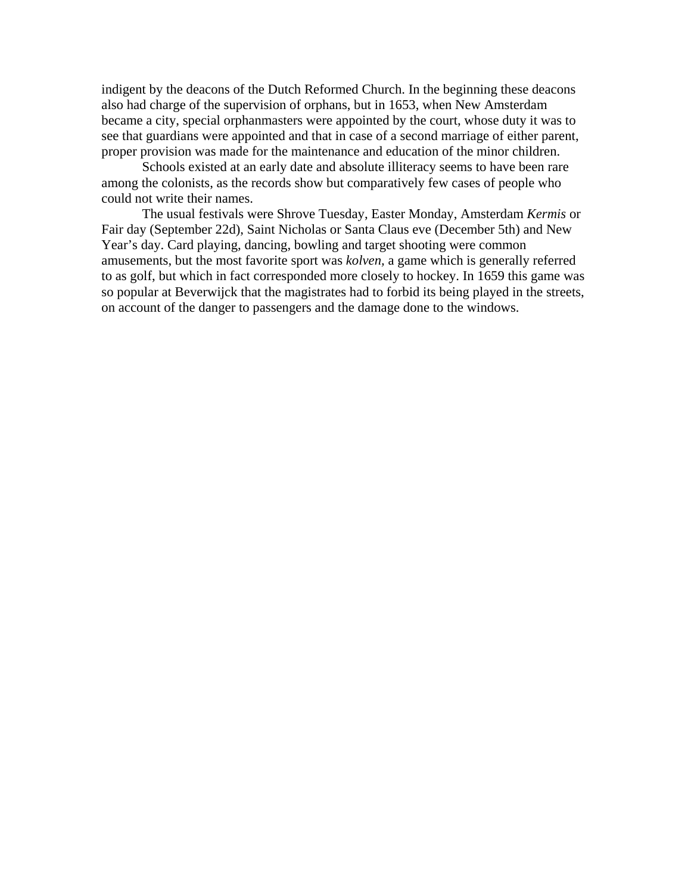indigent by the deacons of the Dutch Reformed Church. In the beginning these deacons also had charge of the supervision of orphans, but in 1653, when New Amsterdam became a city, special orphanmasters were appointed by the court, whose duty it was to see that guardians were appointed and that in case of a second marriage of either parent, proper provision was made for the maintenance and education of the minor children.

Schools existed at an early date and absolute illiteracy seems to have been rare among the colonists, as the records show but comparatively few cases of people who could not write their names.

The usual festivals were Shrove Tuesday, Easter Monday, Amsterdam *Kermis* or Fair day (September 22d), Saint Nicholas or Santa Claus eve (December 5th) and New Year's day. Card playing, dancing, bowling and target shooting were common amusements, but the most favorite sport was *kolven*, a game which is generally referred to as golf, but which in fact corresponded more closely to hockey. In 1659 this game was so popular at Beverwijck that the magistrates had to forbid its being played in the streets, on account of the danger to passengers and the damage done to the windows.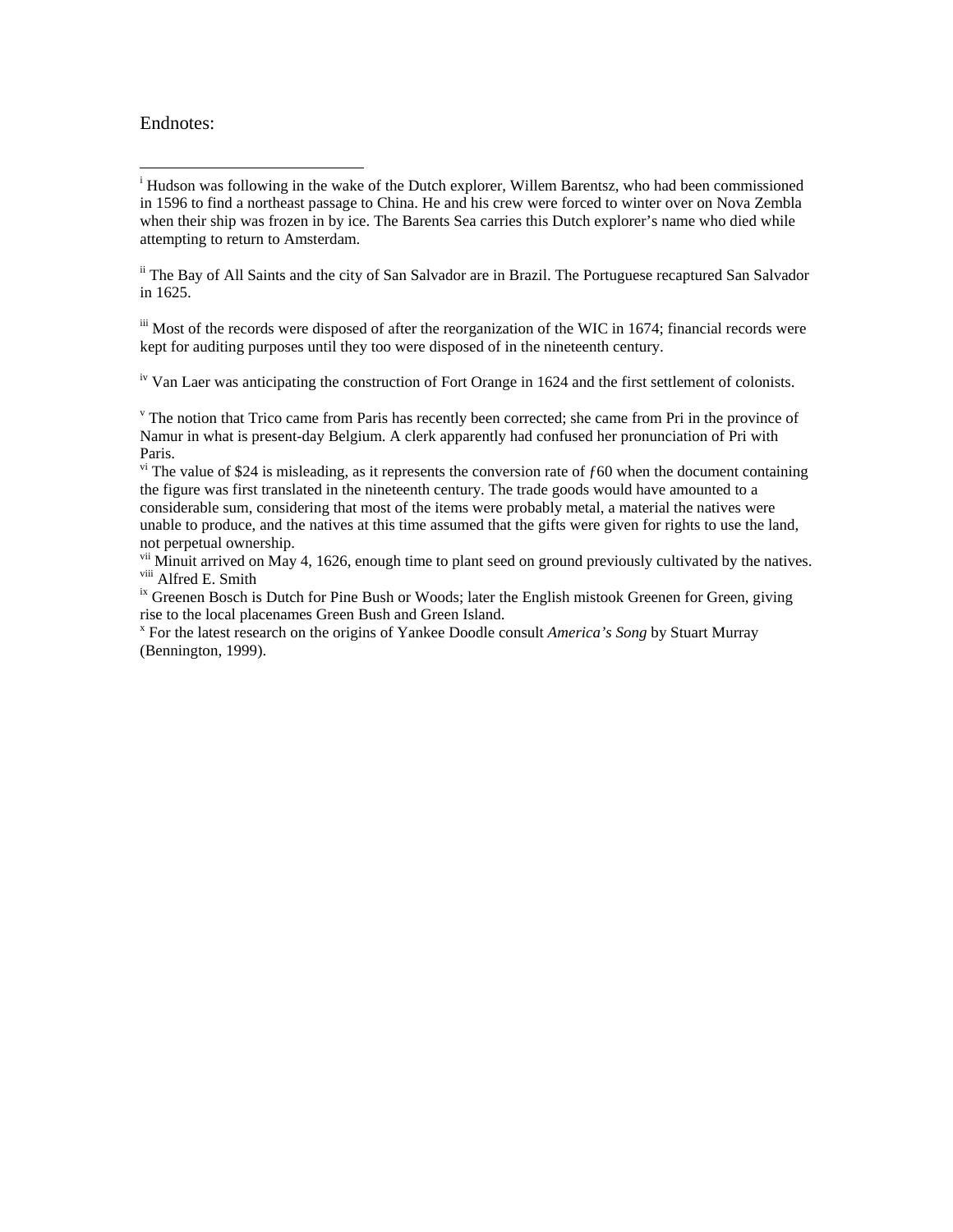Endnotes:

---

[i] Hudson was following in the wake of the Dutch explorer, Willem Barentsz, who had been commissioned in 1596 to find a northeast passage to China. He and his crew were forced to winter over on Nova Zembla when their ship was frozen in by ice. The Barents Sea carries this Dutch explorer's name who died while attempting to return to Amsterdam.

[ii] The Bay of All Saints and the city of San Salvador are in Brazil. The Portuguese recaptured San Salvador in 1625.

[iii] Most of the records were disposed of after the reorganization of the WIC in 1674; financial records were kept for auditing purposes until they too were disposed of in the nineteenth century.

[iv] Van Laer was anticipating the construction of Fort Orange in 1624 and the first settlement of colonists.

[v] The notion that Trico came from Paris has recently been corrected; she came from Pri in the province of Namur in what is present-day Belgium. A clerk apparently had confused her pronunciation of Pri with Paris.

[vi] The value of $24 is misleading, as it represents the conversion rate of ƒ60 when the document containing the figure was first translated in the nineteenth century. The trade goods would have amounted to a considerable sum, considering that most of the items were probably metal, a material the natives were unable to produce, and the natives at this time assumed that the gifts were given for rights to use the land, not perpetual ownership.

[vii] Minuit arrived on May 4, 1626, enough time to plant seed on ground previously cultivated by the natives.

[viii] Alfred E. Smith

[ix] Greenen Bosch is Dutch for Pine Bush or Woods; later the English mistook Greenen for Green, giving rise to the local placenames Green Bush and Green Island.

[x] For the latest research on the origins of Yankee Doodle consult *America's Song* by Stuart Murray (Bennington, 1999).